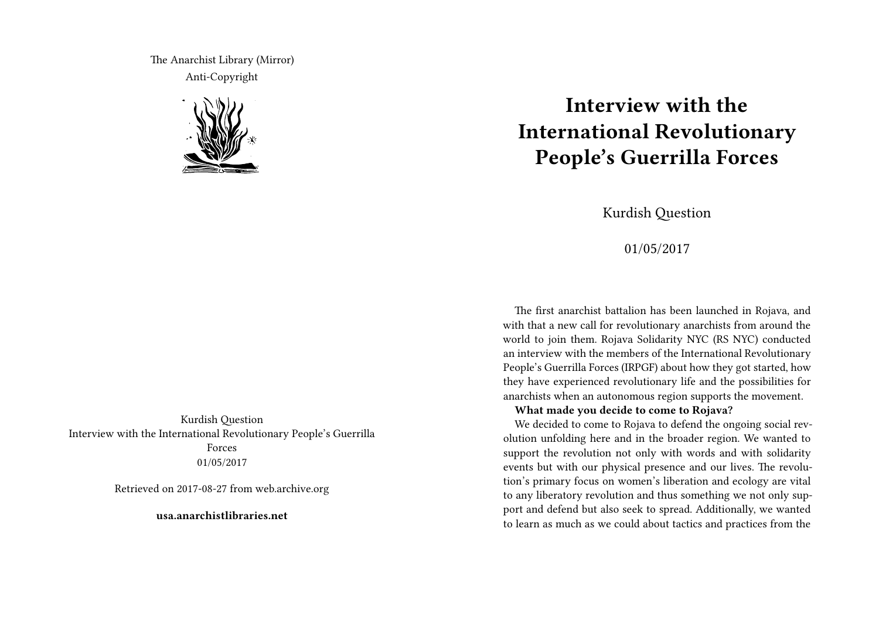The Anarchist Library (Mirror)
Anti-Copyright

Kurdish Question
Interview with the International Revolutionary People's Guerrilla Forces
01/05/2017

Retrieved on 2017-08-27 from web.archive.org

**usa.anarchistlibraries.net**

# Interview with the International Revolutionary People's Guerrilla Forces

Kurdish Question

01/05/2017

The first anarchist battalion has been launched in Rojava, and with that a new call for revolutionary anarchists from around the world to join them. Rojava Solidarity NYC (RS NYC) conducted an interview with the members of the International Revolutionary People's Guerrilla Forces (IRPGF) about how they got started, how they have experienced revolutionary life and the possibilities for anarchists when an autonomous region supports the movement.

**What made you decide to come to Rojava?**

We decided to come to Rojava to defend the ongoing social revolution unfolding here and in the broader region. We wanted to support the revolution not only with words and with solidarity events but with our physical presence and our lives. The revolution's primary focus on women's liberation and ecology are vital to any liberatory revolution and thus something we not only support and defend but also seek to spread. Additionally, we wanted to learn as much as we could about tactics and practices from the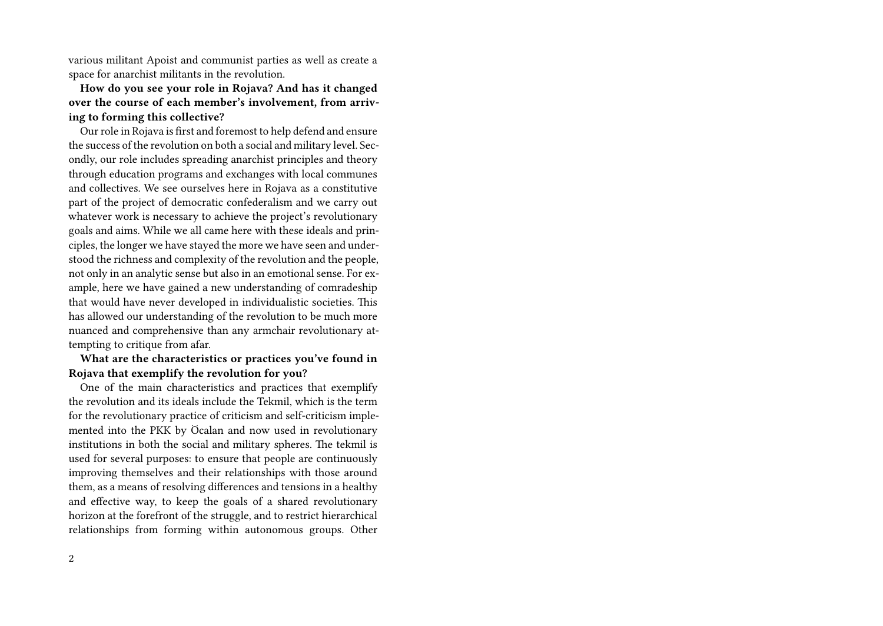various militant Apoist and communist parties as well as create a space for anarchist militants in the revolution.

**How do you see your role in Rojava? And has it changed over the course of each member's involvement, from arriving to forming this collective?**

Our role in Rojava is first and foremost to help defend and ensure the success of the revolution on both a social and military level. Secondly, our role includes spreading anarchist principles and theory through education programs and exchanges with local communes and collectives. We see ourselves here in Rojava as a constitutive part of the project of democratic confederalism and we carry out whatever work is necessary to achieve the project's revolutionary goals and aims. While we all came here with these ideals and principles, the longer we have stayed the more we have seen and understood the richness and complexity of the revolution and the people, not only in an analytic sense but also in an emotional sense. For example, here we have gained a new understanding of comradeship that would have never developed in individualistic societies. This has allowed our understanding of the revolution to be much more nuanced and comprehensive than any armchair revolutionary attempting to critique from afar.

**What are the characteristics or practices you've found in Rojava that exemplify the revolution for you?**

One of the main characteristics and practices that exemplify the revolution and its ideals include the Tekmil, which is the term for the revolutionary practice of criticism and self-criticism implemented into the PKK by Öcalan and now used in revolutionary institutions in both the social and military spheres. The tekmil is used for several purposes: to ensure that people are continuously improving themselves and their relationships with those around them, as a means of resolving differences and tensions in a healthy and effective way, to keep the goals of a shared revolutionary horizon at the forefront of the struggle, and to restrict hierarchical relationships from forming within autonomous groups. Other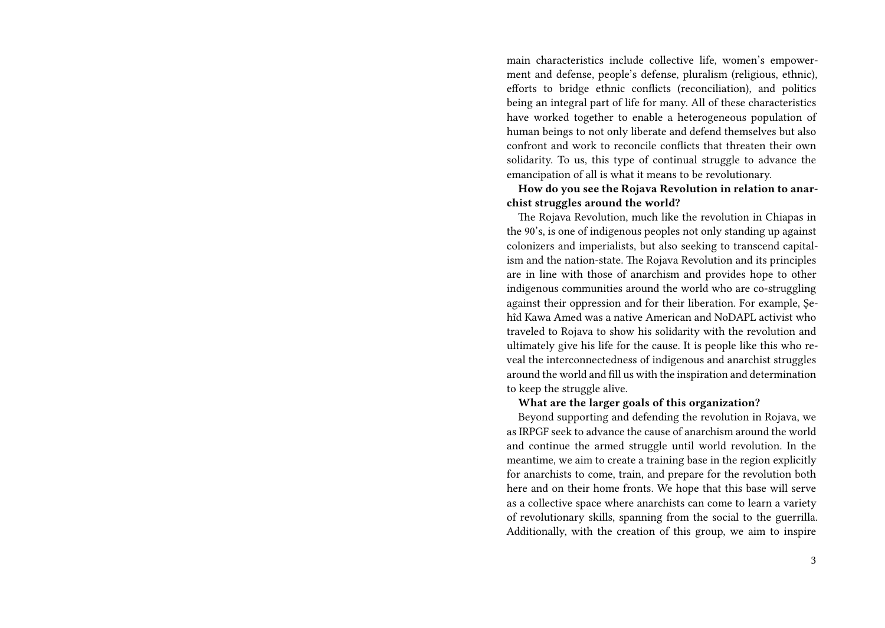main characteristics include collective life, women's empowerment and defense, people's defense, pluralism (religious, ethnic), efforts to bridge ethnic conflicts (reconciliation), and politics being an integral part of life for many. All of these characteristics have worked together to enable a heterogeneous population of human beings to not only liberate and defend themselves but also confront and work to reconcile conflicts that threaten their own solidarity. To us, this type of continual struggle to advance the emancipation of all is what it means to be revolutionary.

**How do you see the Rojava Revolution in relation to anarchist struggles around the world?**

The Rojava Revolution, much like the revolution in Chiapas in the 90's, is one of indigenous peoples not only standing up against colonizers and imperialists, but also seeking to transcend capitalism and the nation-state. The Rojava Revolution and its principles are in line with those of anarchism and provides hope to other indigenous communities around the world who are co-struggling against their oppression and for their liberation. For example, Şehîd Kawa Amed was a native American and NoDAPL activist who traveled to Rojava to show his solidarity with the revolution and ultimately give his life for the cause. It is people like this who reveal the interconnectedness of indigenous and anarchist struggles around the world and fill us with the inspiration and determination to keep the struggle alive.

**What are the larger goals of this organization?**

Beyond supporting and defending the revolution in Rojava, we as IRPGF seek to advance the cause of anarchism around the world and continue the armed struggle until world revolution. In the meantime, we aim to create a training base in the region explicitly for anarchists to come, train, and prepare for the revolution both here and on their home fronts. We hope that this base will serve as a collective space where anarchists can come to learn a variety of revolutionary skills, spanning from the social to the guerrilla. Additionally, with the creation of this group, we aim to inspire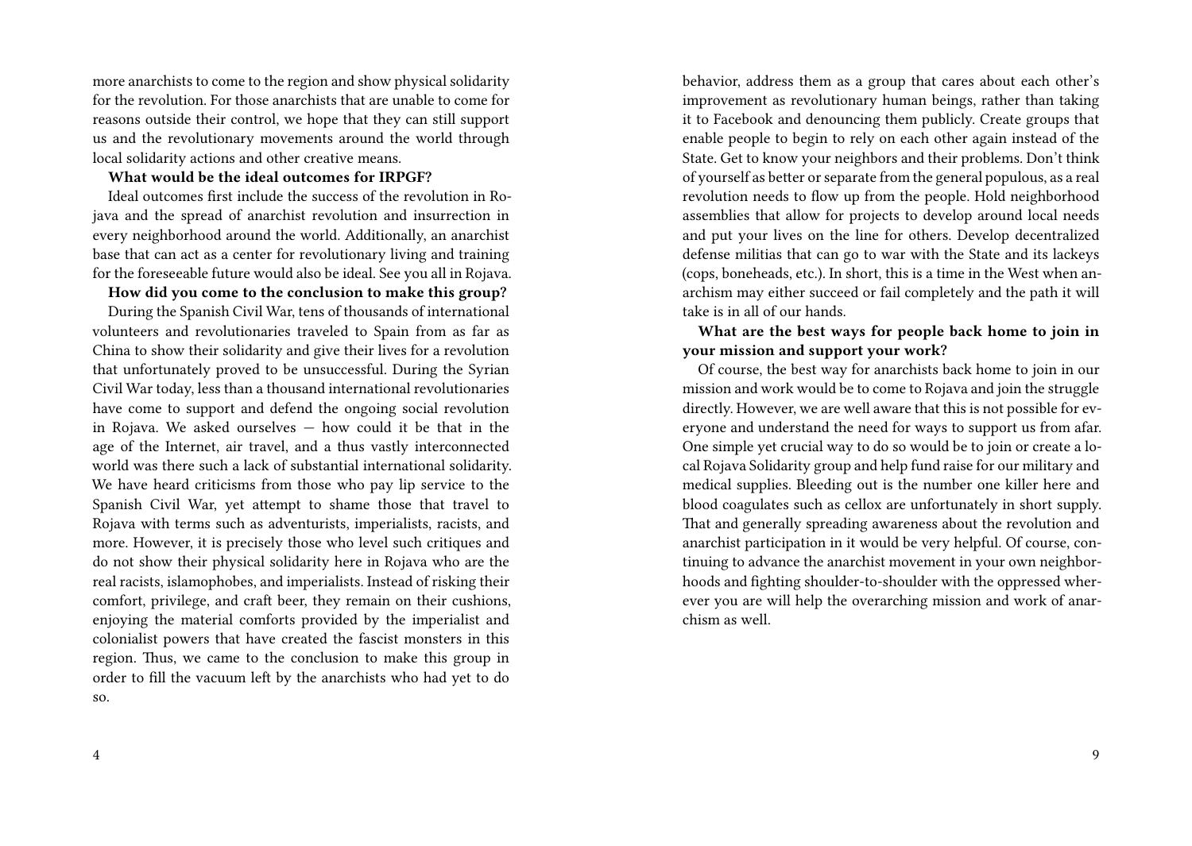more anarchists to come to the region and show physical solidarity for the revolution. For those anarchists that are unable to come for reasons outside their control, we hope that they can still support us and the revolutionary movements around the world through local solidarity actions and other creative means.

**What would be the ideal outcomes for IRPGF?**

Ideal outcomes first include the success of the revolution in Rojava and the spread of anarchist revolution and insurrection in every neighborhood around the world. Additionally, an anarchist base that can act as a center for revolutionary living and training for the foreseeable future would also be ideal. See you all in Rojava.

**How did you come to the conclusion to make this group?**

During the Spanish Civil War, tens of thousands of international volunteers and revolutionaries traveled to Spain from as far as China to show their solidarity and give their lives for a revolution that unfortunately proved to be unsuccessful. During the Syrian Civil War today, less than a thousand international revolutionaries have come to support and defend the ongoing social revolution in Rojava. We asked ourselves — how could it be that in the age of the Internet, air travel, and a thus vastly interconnected world was there such a lack of substantial international solidarity. We have heard criticisms from those who pay lip service to the Spanish Civil War, yet attempt to shame those that travel to Rojava with terms such as adventurists, imperialists, racists, and more. However, it is precisely those who level such critiques and do not show their physical solidarity here in Rojava who are the real racists, islamophobes, and imperialists. Instead of risking their comfort, privilege, and craft beer, they remain on their cushions, enjoying the material comforts provided by the imperialist and colonialist powers that have created the fascist monsters in this region. Thus, we came to the conclusion to make this group in order to fill the vacuum left by the anarchists who had yet to do so.

behavior, address them as a group that cares about each other's improvement as revolutionary human beings, rather than taking it to Facebook and denouncing them publicly. Create groups that enable people to begin to rely on each other again instead of the State. Get to know your neighbors and their problems. Don't think of yourself as better or separate from the general populous, as a real revolution needs to flow up from the people. Hold neighborhood assemblies that allow for projects to develop around local needs and put your lives on the line for others. Develop decentralized defense militias that can go to war with the State and its lackeys (cops, boneheads, etc.). In short, this is a time in the West when anarchism may either succeed or fail completely and the path it will take is in all of our hands.

**What are the best ways for people back home to join in your mission and support your work?**

Of course, the best way for anarchists back home to join in our mission and work would be to come to Rojava and join the struggle directly. However, we are well aware that this is not possible for everyone and understand the need for ways to support us from afar. One simple yet crucial way to do so would be to join or create a local Rojava Solidarity group and help fund raise for our military and medical supplies. Bleeding out is the number one killer here and blood coagulates such as cellox are unfortunately in short supply. That and generally spreading awareness about the revolution and anarchist participation in it would be very helpful. Of course, continuing to advance the anarchist movement in your own neighborhoods and fighting shoulder-to-shoulder with the oppressed wherever you are will help the overarching mission and work of anarchism as well.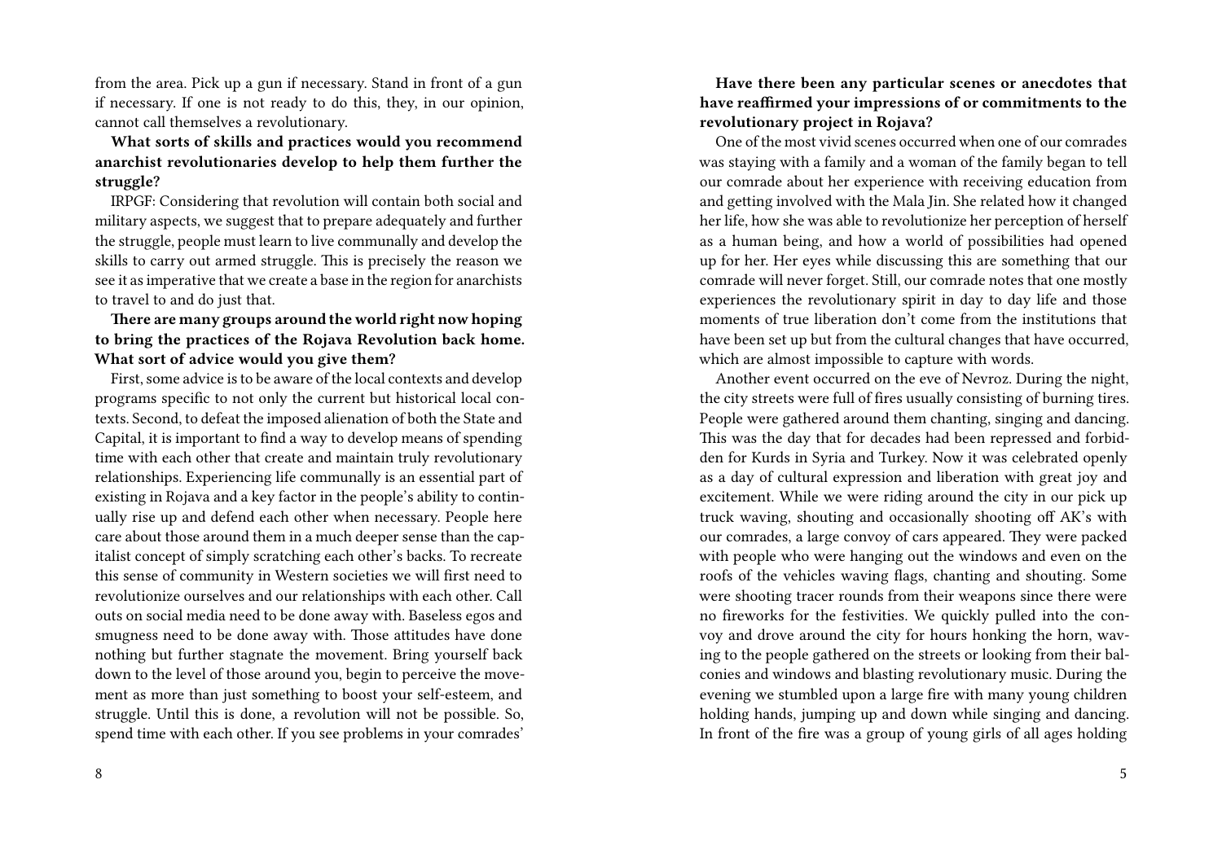from the area. Pick up a gun if necessary. Stand in front of a gun if necessary. If one is not ready to do this, they, in our opinion, cannot call themselves a revolutionary.

**What sorts of skills and practices would you recommend anarchist revolutionaries develop to help them further the struggle?**

IRPGF: Considering that revolution will contain both social and military aspects, we suggest that to prepare adequately and further the struggle, people must learn to live communally and develop the skills to carry out armed struggle. This is precisely the reason we see it as imperative that we create a base in the region for anarchists to travel to and do just that.

**There are many groups around the world right now hoping to bring the practices of the Rojava Revolution back home. What sort of advice would you give them?**

First, some advice is to be aware of the local contexts and develop programs specific to not only the current but historical local contexts. Second, to defeat the imposed alienation of both the State and Capital, it is important to find a way to develop means of spending time with each other that create and maintain truly revolutionary relationships. Experiencing life communally is an essential part of existing in Rojava and a key factor in the people's ability to continually rise up and defend each other when necessary. People here care about those around them in a much deeper sense than the capitalist concept of simply scratching each other's backs. To recreate this sense of community in Western societies we will first need to revolutionize ourselves and our relationships with each other. Call outs on social media need to be done away with. Baseless egos and smugness need to be done away with. Those attitudes have done nothing but further stagnate the movement. Bring yourself back down to the level of those around you, begin to perceive the movement as more than just something to boost your self-esteem, and struggle. Until this is done, a revolution will not be possible. So, spend time with each other. If you see problems in your comrades'

**Have there been any particular scenes or anecdotes that have reaffirmed your impressions of or commitments to the revolutionary project in Rojava?**

One of the most vivid scenes occurred when one of our comrades was staying with a family and a woman of the family began to tell our comrade about her experience with receiving education from and getting involved with the Mala Jin. She related how it changed her life, how she was able to revolutionize her perception of herself as a human being, and how a world of possibilities had opened up for her. Her eyes while discussing this are something that our comrade will never forget. Still, our comrade notes that one mostly experiences the revolutionary spirit in day to day life and those moments of true liberation don't come from the institutions that have been set up but from the cultural changes that have occurred, which are almost impossible to capture with words.

Another event occurred on the eve of Nevroz. During the night, the city streets were full of fires usually consisting of burning tires. People were gathered around them chanting, singing and dancing. This was the day that for decades had been repressed and forbidden for Kurds in Syria and Turkey. Now it was celebrated openly as a day of cultural expression and liberation with great joy and excitement. While we were riding around the city in our pick up truck waving, shouting and occasionally shooting off AK's with our comrades, a large convoy of cars appeared. They were packed with people who were hanging out the windows and even on the roofs of the vehicles waving flags, chanting and shouting. Some were shooting tracer rounds from their weapons since there were no fireworks for the festivities. We quickly pulled into the convoy and drove around the city for hours honking the horn, waving to the people gathered on the streets or looking from their balconies and windows and blasting revolutionary music. During the evening we stumbled upon a large fire with many young children holding hands, jumping up and down while singing and dancing. In front of the fire was a group of young girls of all ages holding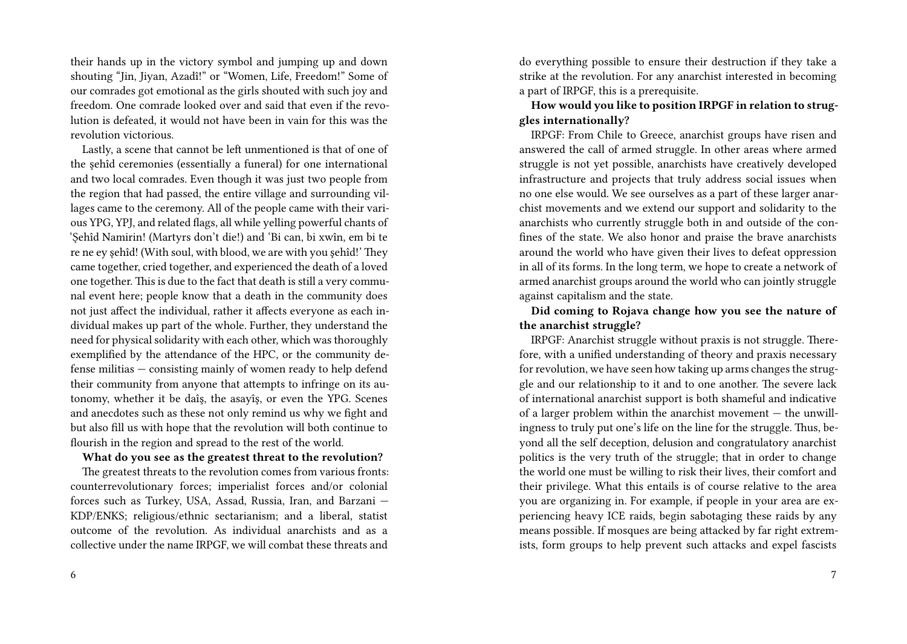their hands up in the victory symbol and jumping up and down shouting "Jin, Jiyan, Azadî!" or "Women, Life, Freedom!" Some of our comrades got emotional as the girls shouted with such joy and freedom. One comrade looked over and said that even if the revolution is defeated, it would not have been in vain for this was the revolution victorious.

Lastly, a scene that cannot be left unmentioned is that of one of the şehîd ceremonies (essentially a funeral) for one international and two local comrades. Even though it was just two people from the region that had passed, the entire village and surrounding villages came to the ceremony. All of the people came with their various YPG, YPJ, and related flags, all while yelling powerful chants of 'Şehîd Namirin! (Martyrs don't die!) and 'Bi can, bi xwîn, em bi te re ne ey şehîd! (With soul, with blood, we are with you şehîd!' They came together, cried together, and experienced the death of a loved one together. This is due to the fact that death is still a very communal event here; people know that a death in the community does not just affect the individual, rather it affects everyone as each individual makes up part of the whole. Further, they understand the need for physical solidarity with each other, which was thoroughly exemplified by the attendance of the HPC, or the community defense militias — consisting mainly of women ready to help defend their community from anyone that attempts to infringe on its autonomy, whether it be daîş, the asayîş, or even the YPG. Scenes and anecdotes such as these not only remind us why we fight and but also fill us with hope that the revolution will both continue to flourish in the region and spread to the rest of the world.

**What do you see as the greatest threat to the revolution?**

The greatest threats to the revolution comes from various fronts: counterrevolutionary forces; imperialist forces and/or colonial forces such as Turkey, USA, Assad, Russia, Iran, and Barzani — KDP/ENKS; religious/ethnic sectarianism; and a liberal, statist outcome of the revolution. As individual anarchists and as a collective under the name IRPGF, we will combat these threats and do everything possible to ensure their destruction if they take a strike at the revolution. For any anarchist interested in becoming a part of IRPGF, this is a prerequisite.

**How would you like to position IRPGF in relation to struggles internationally?**

IRPGF: From Chile to Greece, anarchist groups have risen and answered the call of armed struggle. In other areas where armed struggle is not yet possible, anarchists have creatively developed infrastructure and projects that truly address social issues when no one else would. We see ourselves as a part of these larger anarchist movements and we extend our support and solidarity to the anarchists who currently struggle both in and outside of the confines of the state. We also honor and praise the brave anarchists around the world who have given their lives to defeat oppression in all of its forms. In the long term, we hope to create a network of armed anarchist groups around the world who can jointly struggle against capitalism and the state.

**Did coming to Rojava change how you see the nature of the anarchist struggle?**

IRPGF: Anarchist struggle without praxis is not struggle. Therefore, with a unified understanding of theory and praxis necessary for revolution, we have seen how taking up arms changes the struggle and our relationship to it and to one another. The severe lack of international anarchist support is both shameful and indicative of a larger problem within the anarchist movement — the unwillingness to truly put one's life on the line for the struggle. Thus, beyond all the self deception, delusion and congratulatory anarchist politics is the very truth of the struggle; that in order to change the world one must be willing to risk their lives, their comfort and their privilege. What this entails is of course relative to the area you are organizing in. For example, if people in your area are experiencing heavy ICE raids, begin sabotaging these raids by any means possible. If mosques are being attacked by far right extremists, form groups to help prevent such attacks and expel fascists